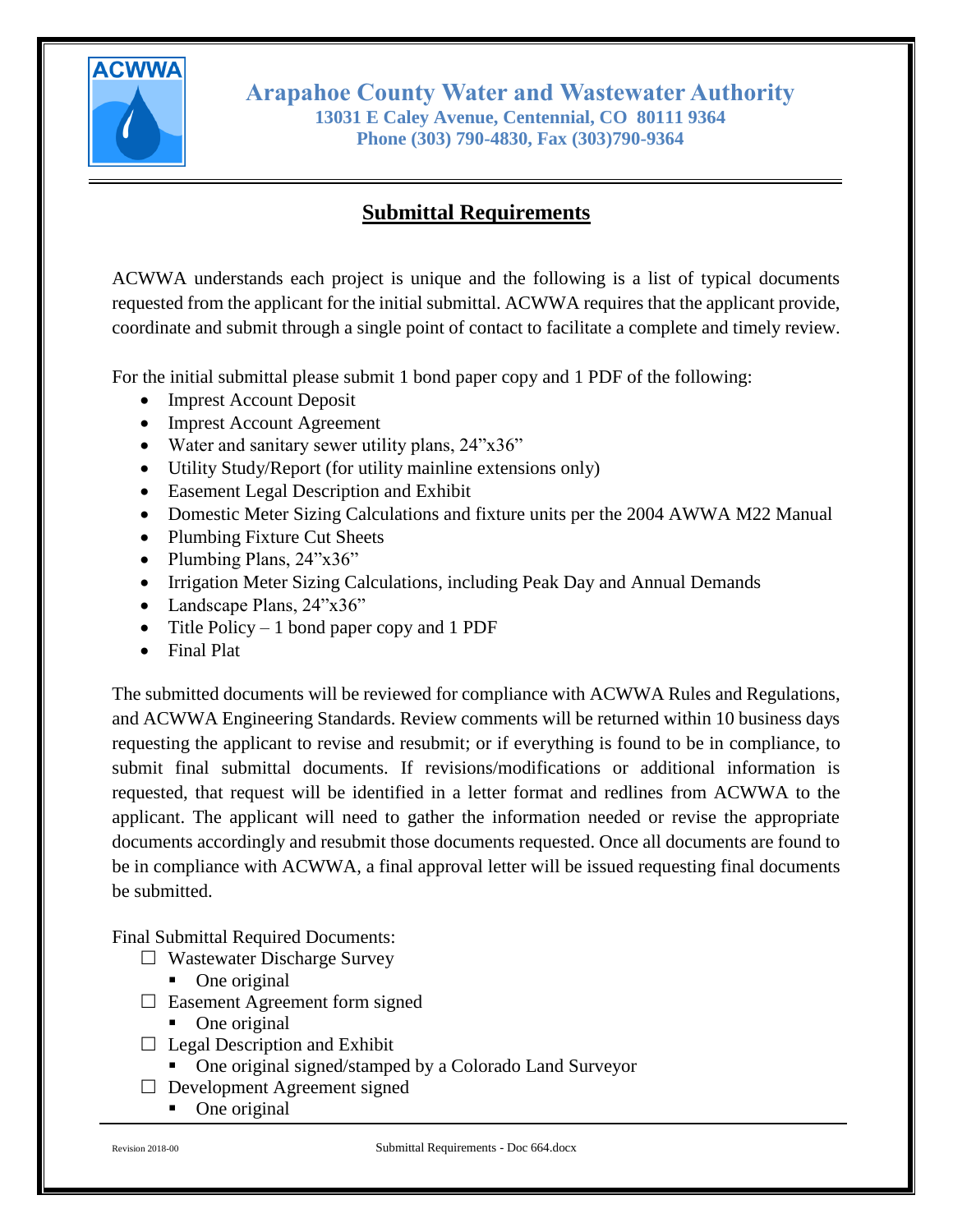**Arapahoe County Water and Wastewater Authority**
**13031 E Caley Avenue, Centennial, CO 80111 9364**
**Phone (303) 790-4830, Fax (303)790-9364**

# Submittal Requirements

ACWWA understands each project is unique and the following is a list of typical documents requested from the applicant for the initial submittal. ACWWA requires that the applicant provide, coordinate and submit through a single point of contact to facilitate a complete and timely review.

For the initial submittal please submit 1 bond paper copy and 1 PDF of the following:

- Imprest Account Deposit
- Imprest Account Agreement
- Water and sanitary sewer utility plans, 24"x36"
- Utility Study/Report (for utility mainline extensions only)
- Easement Legal Description and Exhibit
- Domestic Meter Sizing Calculations and fixture units per the 2004 AWWA M22 Manual
- Plumbing Fixture Cut Sheets
- Plumbing Plans, 24"x36"
- Irrigation Meter Sizing Calculations, including Peak Day and Annual Demands
- Landscape Plans, 24"x36"
- Title Policy – 1 bond paper copy and 1 PDF
- Final Plat

The submitted documents will be reviewed for compliance with ACWWA Rules and Regulations, and ACWWA Engineering Standards. Review comments will be returned within 10 business days requesting the applicant to revise and resubmit; or if everything is found to be in compliance, to submit final submittal documents. If revisions/modifications or additional information is requested, that request will be identified in a letter format and redlines from ACWWA to the applicant. The applicant will need to gather the information needed or revise the appropriate documents accordingly and resubmit those documents requested. Once all documents are found to be in compliance with ACWWA, a final approval letter will be issued requesting final documents be submitted.

Final Submittal Required Documents:

- ☐ Wastewater Discharge Survey
  - One original
- ☐ Easement Agreement form signed
  - One original
- ☐ Legal Description and Exhibit
  - One original signed/stamped by a Colorado Land Surveyor
- ☐ Development Agreement signed
  - One original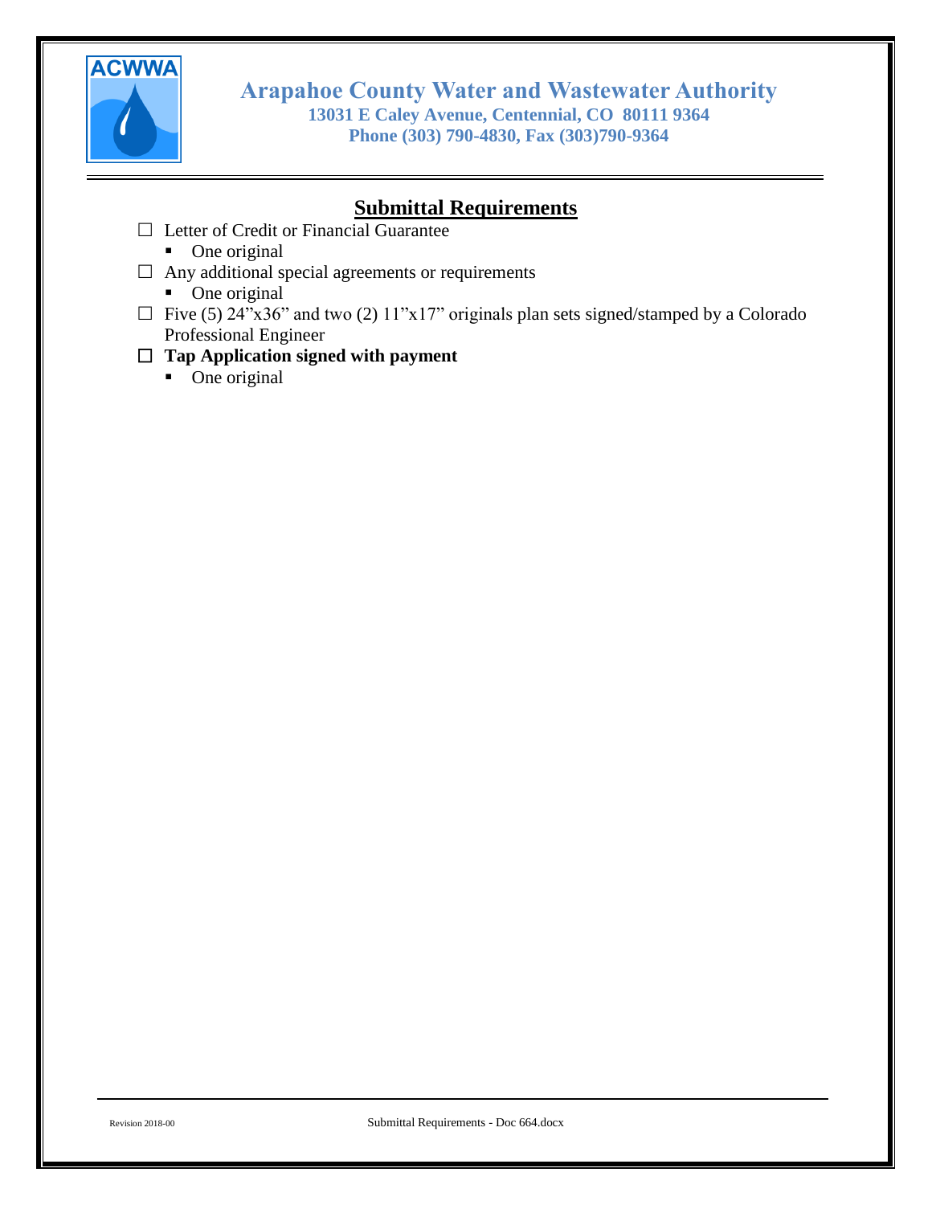**Arapahoe County Water and Wastewater Authority**
**13031 E Caley Avenue, Centennial, CO 80111 9364**
**Phone (303) 790-4830, Fax (303)790-9364**

## Submittal Requirements

- ☐ Letter of Credit or Financial Guarantee
  - One original
- ☐ Any additional special agreements or requirements
  - One original
- ☐ Five (5) 24"x36" and two (2) 11"x17" originals plan sets signed/stamped by a Colorado Professional Engineer
- ☐ **Tap Application signed with payment**
  - One original